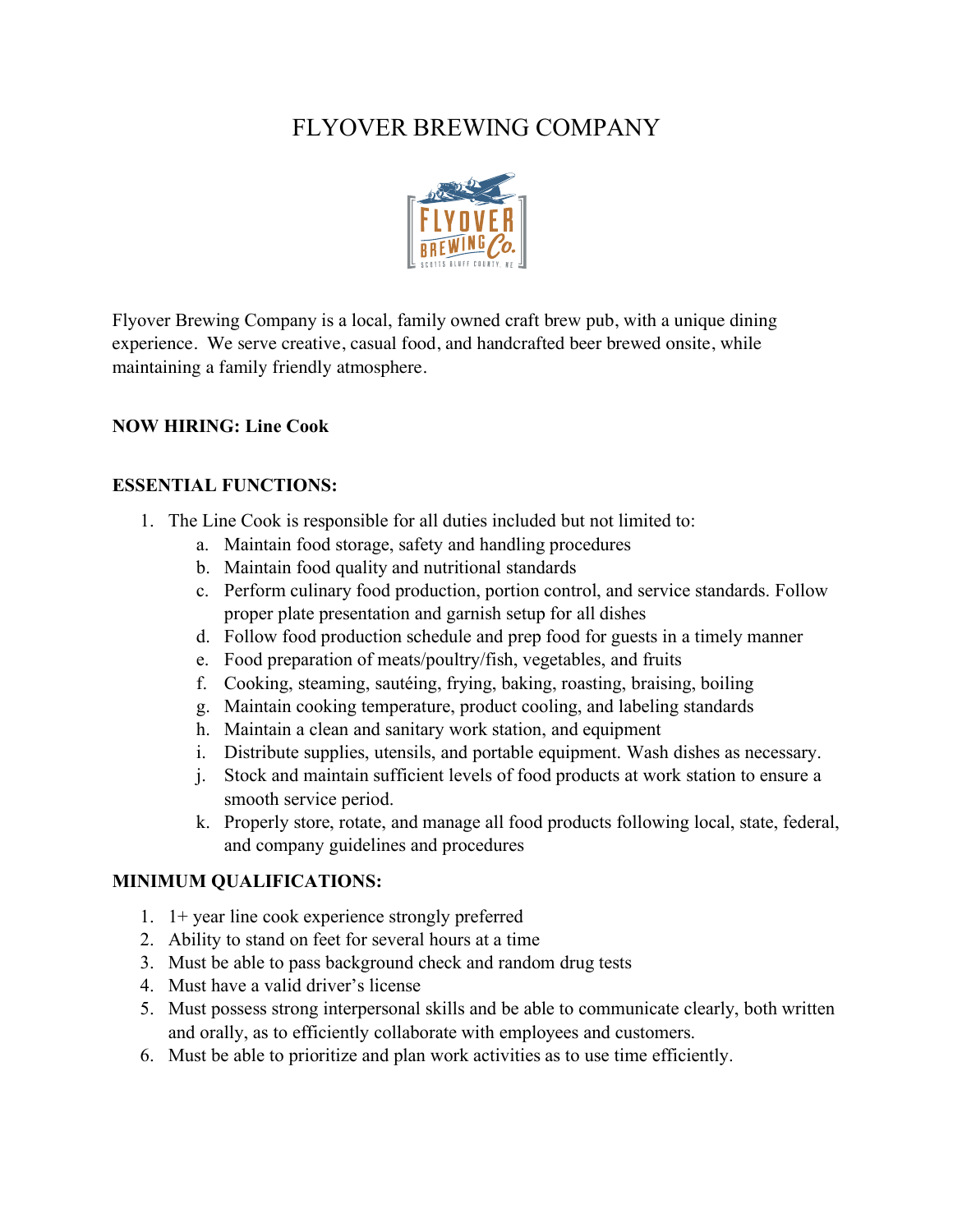# FLYOVER BREWING COMPANY

Flyover Brewing Company is a local, family owned craft brew pub, with a unique dining experience. We serve creative, casual food, and handcrafted beer brewed onsite, while maintaining a family friendly atmosphere.

**NOW HIRING: Line Cook**

**ESSENTIAL FUNCTIONS:**

1. The Line Cook is responsible for all duties included but not limited to:
   a. Maintain food storage, safety and handling procedures
   b. Maintain food quality and nutritional standards
   c. Perform culinary food production, portion control, and service standards. Follow proper plate presentation and garnish setup for all dishes
   d. Follow food production schedule and prep food for guests in a timely manner
   e. Food preparation of meats/poultry/fish, vegetables, and fruits
   f. Cooking, steaming, sautéing, frying, baking, roasting, braising, boiling
   g. Maintain cooking temperature, product cooling, and labeling standards
   h. Maintain a clean and sanitary work station, and equipment
   i. Distribute supplies, utensils, and portable equipment. Wash dishes as necessary.
   j. Stock and maintain sufficient levels of food products at work station to ensure a smooth service period.
   k. Properly store, rotate, and manage all food products following local, state, federal, and company guidelines and procedures

**MINIMUM QUALIFICATIONS:**

1. 1+ year line cook experience strongly preferred
2. Ability to stand on feet for several hours at a time
3. Must be able to pass background check and random drug tests
4. Must have a valid driver's license
5. Must possess strong interpersonal skills and be able to communicate clearly, both written and orally, as to efficiently collaborate with employees and customers.
6. Must be able to prioritize and plan work activities as to use time efficiently.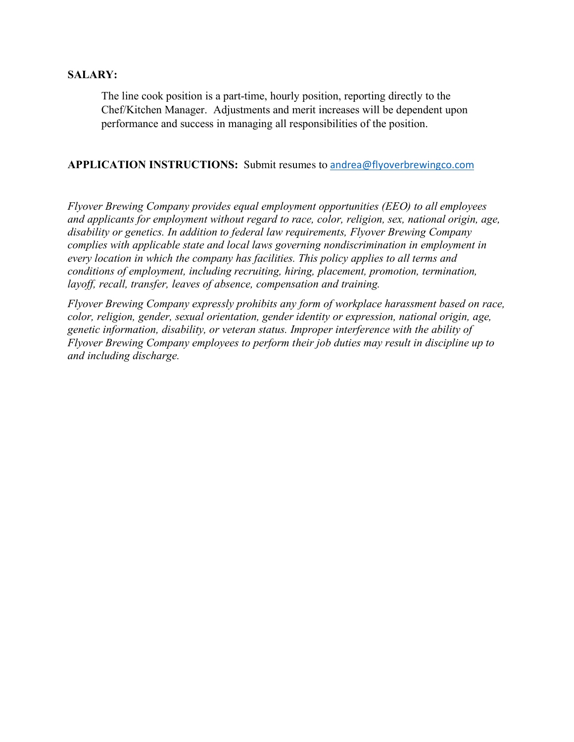**SALARY:**

The line cook position is a part-time, hourly position, reporting directly to the Chef/Kitchen Manager. Adjustments and merit increases will be dependent upon performance and success in managing all responsibilities of the position.

**APPLICATION INSTRUCTIONS:** Submit resumes to andrea@flyoverbrewingco.com

*Flyover Brewing Company provides equal employment opportunities (EEO) to all employees and applicants for employment without regard to race, color, religion, sex, national origin, age, disability or genetics. In addition to federal law requirements, Flyover Brewing Company complies with applicable state and local laws governing nondiscrimination in employment in every location in which the company has facilities. This policy applies to all terms and conditions of employment, including recruiting, hiring, placement, promotion, termination, layoff, recall, transfer, leaves of absence, compensation and training.*

*Flyover Brewing Company expressly prohibits any form of workplace harassment based on race, color, religion, gender, sexual orientation, gender identity or expression, national origin, age, genetic information, disability, or veteran status. Improper interference with the ability of Flyover Brewing Company employees to perform their job duties may result in discipline up to and including discharge.*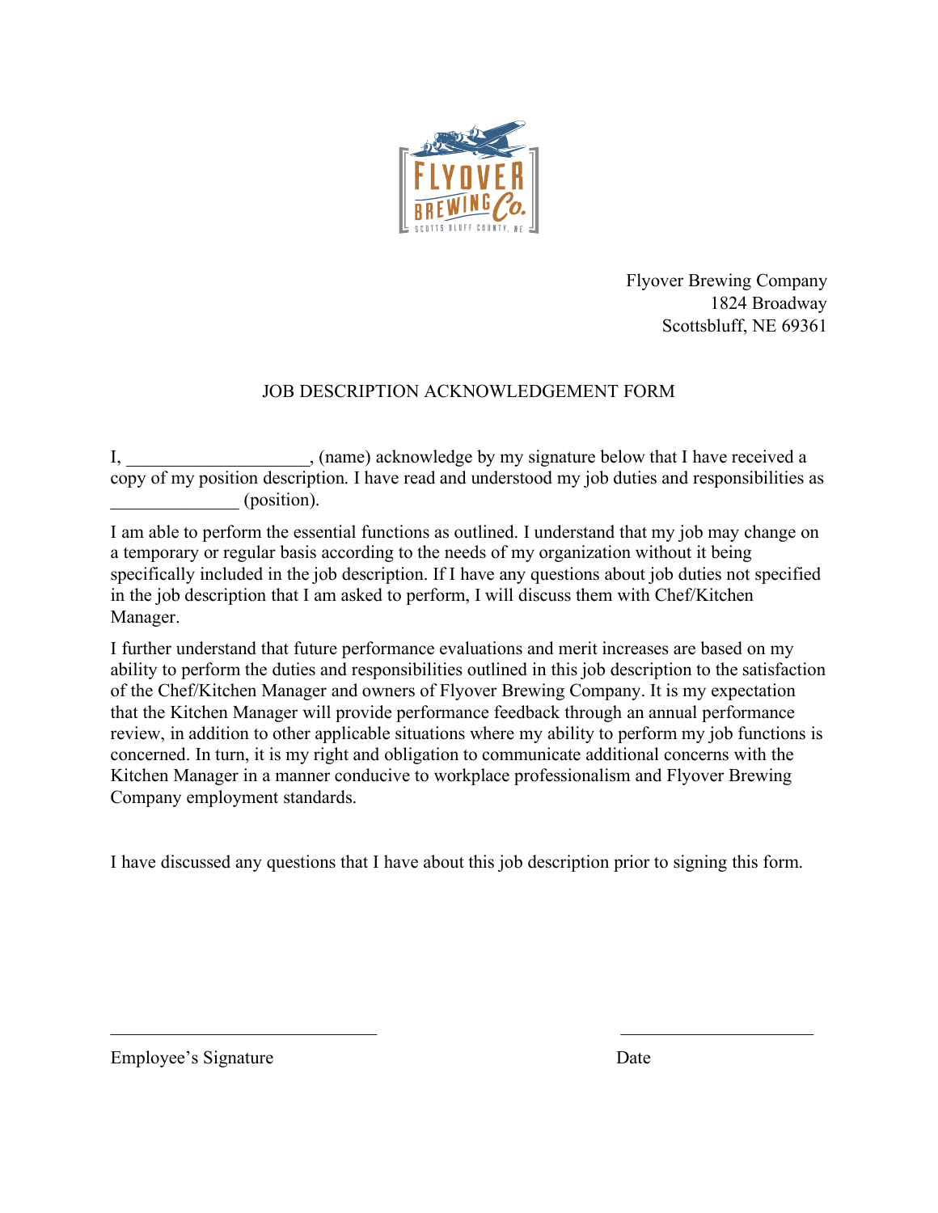Flyover Brewing Company
1824 Broadway
Scottsbluff, NE 69361

# JOB DESCRIPTION ACKNOWLEDGEMENT FORM

I, ____________________, (name) acknowledge by my signature below that I have received a copy of my position description. I have read and understood my job duties and responsibilities as ______________ (position).

I am able to perform the essential functions as outlined. I understand that my job may change on a temporary or regular basis according to the needs of my organization without it being specifically included in the job description. If I have any questions about job duties not specified in the job description that I am asked to perform, I will discuss them with Chef/Kitchen Manager.

I further understand that future performance evaluations and merit increases are based on my ability to perform the duties and responsibilities outlined in this job description to the satisfaction of the Chef/Kitchen Manager and owners of Flyover Brewing Company. It is my expectation that the Kitchen Manager will provide performance feedback through an annual performance review, in addition to other applicable situations where my ability to perform my job functions is concerned. In turn, it is my right and obligation to communicate additional concerns with the Kitchen Manager in a manner conducive to workplace professionalism and Flyover Brewing Company employment standards.

I have discussed any questions that I have about this job description prior to signing this form.

______________________________ ______________________

Employee's Signature Date